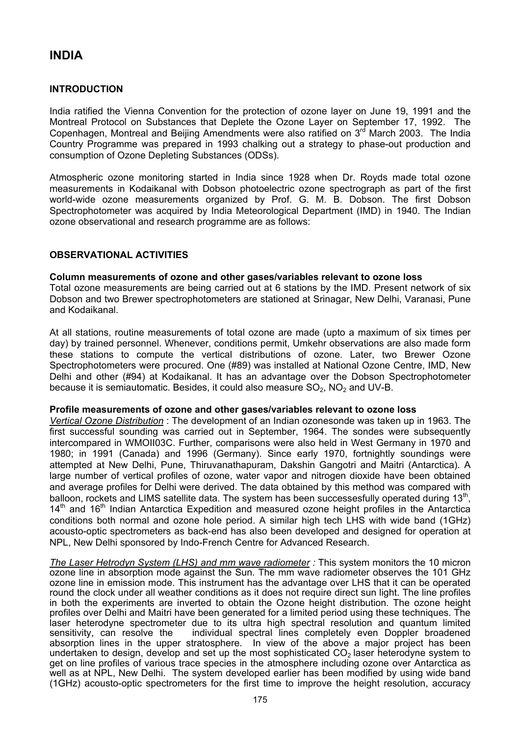# INDIA

## INTRODUCTION

India ratified the Vienna Convention for the protection of ozone layer on June 19, 1991 and the Montreal Protocol on Substances that Deplete the Ozone Layer on September 17, 1992. The Copenhagen, Montreal and Beijing Amendments were also ratified on 3rd March 2003. The India Country Programme was prepared in 1993 chalking out a strategy to phase-out production and consumption of Ozone Depleting Substances (ODSs).

Atmospheric ozone monitoring started in India since 1928 when Dr. Royds made total ozone measurements in Kodaikanal with Dobson photoelectric ozone spectrograph as part of the first world-wide ozone measurements organized by Prof. G. M. B. Dobson. The first Dobson Spectrophotometer was acquired by India Meteorological Department (IMD) in 1940. The Indian ozone observational and research programme are as follows:

## OBSERVATIONAL ACTIVITIES

### Column measurements of ozone and other gases/variables relevant to ozone loss

Total ozone measurements are being carried out at 6 stations by the IMD. Present network of six Dobson and two Brewer spectrophotometers are stationed at Srinagar, New Delhi, Varanasi, Pune and Kodaikanal.

At all stations, routine measurements of total ozone are made (upto a maximum of six times per day) by trained personnel. Whenever, conditions permit, Umkehr observations are also made form these stations to compute the vertical distributions of ozone. Later, two Brewer Ozone Spectrophotometers were procured. One (#89) was installed at National Ozone Centre, IMD, New Delhi and other (#94) at Kodaikanal. It has an advantage over the Dobson Spectrophotometer because it is semiautomatic. Besides, it could also measure $SO_2$, $NO_2$ and UV-B.

### Profile measurements of ozone and other gases/variables relevant to ozone loss

*Vertical Ozone Distribution* : The development of an Indian ozonesonde was taken up in 1963. The first successful sounding was carried out in September, 1964. The sondes were subsequently intercompared in WMOII03C. Further, comparisons were also held in West Germany in 1970 and 1980; in 1991 (Canada) and 1996 (Germany). Since early 1970, fortnightly soundings were attempted at New Delhi, Pune, Thiruvanathapuram, Dakshin Gangotri and Maitri (Antarctica). A large number of vertical profiles of ozone, water vapor and nitrogen dioxide have been obtained and average profiles for Delhi were derived. The data obtained by this method was compared with balloon, rockets and LIMS satellite data. The system has been successesfully operated during 13th, 14th and 16th Indian Antarctica Expedition and measured ozone height profiles in the Antarctica conditions both normal and ozone hole period. A similar high tech LHS with wide band (1GHz) acousto-optic spectrometers as back-end has also been developed and designed for operation at NPL, New Delhi sponsored by Indo-French Centre for Advanced Research.

*The Laser Hetrodyn System (LHS) and mm wave radiometer :* This system monitors the 10 micron ozone line in absorption mode against the Sun. The mm wave radiometer observes the 101 GHz ozone line in emission mode. This instrument has the advantage over LHS that it can be operated round the clock under all weather conditions as it does not require direct sun light. The line profiles in both the experiments are inverted to obtain the Ozone height distribution. The ozone height profiles over Delhi and Maitri have been generated for a limited period using these techniques. The laser heterodyne spectrometer due to its ultra high spectral resolution and quantum limited sensitivity, can resolve the individual spectral lines completely even Doppler broadened absorption lines in the upper stratosphere. In view of the above a major project has been undertaken to design, develop and set up the most sophisticated $CO_2$ laser heterodyne system to get on line profiles of various trace species in the atmosphere including ozone over Antarctica as well as at NPL, New Delhi. The system developed earlier has been modified by using wide band (1GHz) acousto-optic spectrometers for the first time to improve the height resolution, accuracy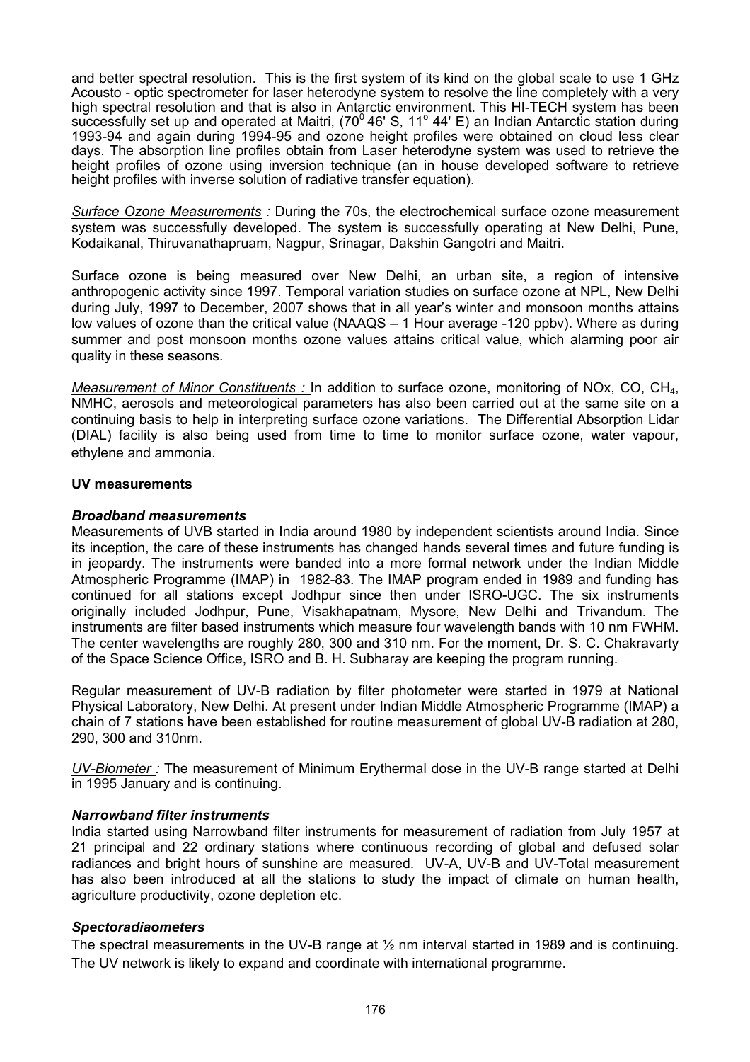and better spectral resolution. This is the first system of its kind on the global scale to use 1 GHz Acousto - optic spectrometer for laser heterodyne system to resolve the line completely with a very high spectral resolution and that is also in Antarctic environment. This HI-TECH system has been successfully set up and operated at Maitri, ($70^0$ 46' S, $11^o$ 44' E) an Indian Antarctic station during 1993-94 and again during 1994-95 and ozone height profiles were obtained on cloud less clear days. The absorption line profiles obtain from Laser heterodyne system was used to retrieve the height profiles of ozone using inversion technique (an in house developed software to retrieve height profiles with inverse solution of radiative transfer equation).

*Surface Ozone Measurements :* During the 70s, the electrochemical surface ozone measurement system was successfully developed. The system is successfully operating at New Delhi, Pune, Kodaikanal, Thiruvanathapruam, Nagpur, Srinagar, Dakshin Gangotri and Maitri.

Surface ozone is being measured over New Delhi, an urban site, a region of intensive anthropogenic activity since 1997. Temporal variation studies on surface ozone at NPL, New Delhi during July, 1997 to December, 2007 shows that in all year's winter and monsoon months attains low values of ozone than the critical value (NAAQS – 1 Hour average -120 ppbv). Where as during summer and post monsoon months ozone values attains critical value, which alarming poor air quality in these seasons.

*Measurement of Minor Constituents :* In addition to surface ozone, monitoring of NOx, CO, $CH_4$, NMHC, aerosols and meteorological parameters has also been carried out at the same site on a continuing basis to help in interpreting surface ozone variations. The Differential Absorption Lidar (DIAL) facility is also being used from time to time to monitor surface ozone, water vapour, ethylene and ammonia.

**UV measurements**

***Broadband measurements***

Measurements of UVB started in India around 1980 by independent scientists around India. Since its inception, the care of these instruments has changed hands several times and future funding is in jeopardy. The instruments were banded into a more formal network under the Indian Middle Atmospheric Programme (IMAP) in 1982-83. The IMAP program ended in 1989 and funding has continued for all stations except Jodhpur since then under ISRO-UGC. The six instruments originally included Jodhpur, Pune, Visakhapatnam, Mysore, New Delhi and Trivandum. The instruments are filter based instruments which measure four wavelength bands with 10 nm FWHM. The center wavelengths are roughly 280, 300 and 310 nm. For the moment, Dr. S. C. Chakravarty of the Space Science Office, ISRO and B. H. Subharay are keeping the program running.

Regular measurement of UV-B radiation by filter photometer were started in 1979 at National Physical Laboratory, New Delhi. At present under Indian Middle Atmospheric Programme (IMAP) a chain of 7 stations have been established for routine measurement of global UV-B radiation at 280, 290, 300 and 310nm.

*UV-Biometer :* The measurement of Minimum Erythermal dose in the UV-B range started at Delhi in 1995 January and is continuing.

***Narrowband filter instruments***

India started using Narrowband filter instruments for measurement of radiation from July 1957 at 21 principal and 22 ordinary stations where continuous recording of global and defused solar radiances and bright hours of sunshine are measured. UV-A, UV-B and UV-Total measurement has also been introduced at all the stations to study the impact of climate on human health, agriculture productivity, ozone depletion etc.

***Spectoradiaometers***

The spectral measurements in the UV-B range at ½ nm interval started in 1989 and is continuing. The UV network is likely to expand and coordinate with international programme.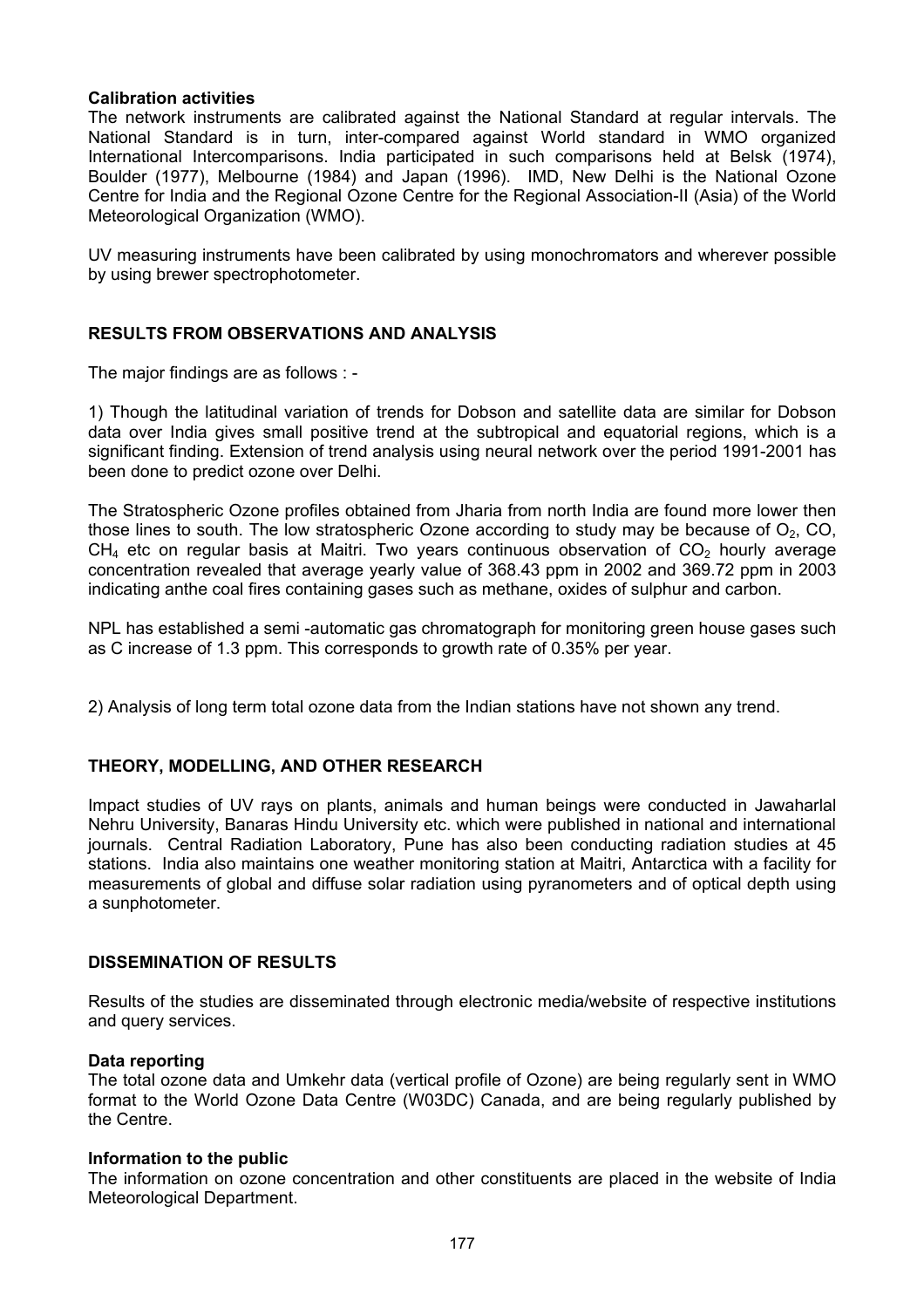**Calibration activities**

The network instruments are calibrated against the National Standard at regular intervals. The National Standard is in turn, inter-compared against World standard in WMO organized International Intercomparisons. India participated in such comparisons held at Belsk (1974), Boulder (1977), Melbourne (1984) and Japan (1996). IMD, New Delhi is the National Ozone Centre for India and the Regional Ozone Centre for the Regional Association-II (Asia) of the World Meteorological Organization (WMO).

UV measuring instruments have been calibrated by using monochromators and wherever possible by using brewer spectrophotometer.

## RESULTS FROM OBSERVATIONS AND ANALYSIS

The major findings are as follows : -

1) Though the latitudinal variation of trends for Dobson and satellite data are similar for Dobson data over India gives small positive trend at the subtropical and equatorial regions, which is a significant finding. Extension of trend analysis using neural network over the period 1991-2001 has been done to predict ozone over Delhi.

The Stratospheric Ozone profiles obtained from Jharia from north India are found more lower then those lines to south. The low stratospheric Ozone according to study may be because of $O_2$, CO, $CH_4$ etc on regular basis at Maitri. Two years continuous observation of $CO_2$ hourly average concentration revealed that average yearly value of 368.43 ppm in 2002 and 369.72 ppm in 2003 indicating anthe coal fires containing gases such as methane, oxides of sulphur and carbon.

NPL has established a semi -automatic gas chromatograph for monitoring green house gases such as C increase of 1.3 ppm. This corresponds to growth rate of 0.35% per year.

2) Analysis of long term total ozone data from the Indian stations have not shown any trend.

## THEORY, MODELLING, AND OTHER RESEARCH

Impact studies of UV rays on plants, animals and human beings were conducted in Jawaharlal Nehru University, Banaras Hindu University etc. which were published in national and international journals. Central Radiation Laboratory, Pune has also been conducting radiation studies at 45 stations. India also maintains one weather monitoring station at Maitri, Antarctica with a facility for measurements of global and diffuse solar radiation using pyranometers and of optical depth using a sunphotometer.

## DISSEMINATION OF RESULTS

Results of the studies are disseminated through electronic media/website of respective institutions and query services.

**Data reporting**

The total ozone data and Umkehr data (vertical profile of Ozone) are being regularly sent in WMO format to the World Ozone Data Centre (W03DC) Canada, and are being regularly published by the Centre.

**Information to the public**

The information on ozone concentration and other constituents are placed in the website of India Meteorological Department.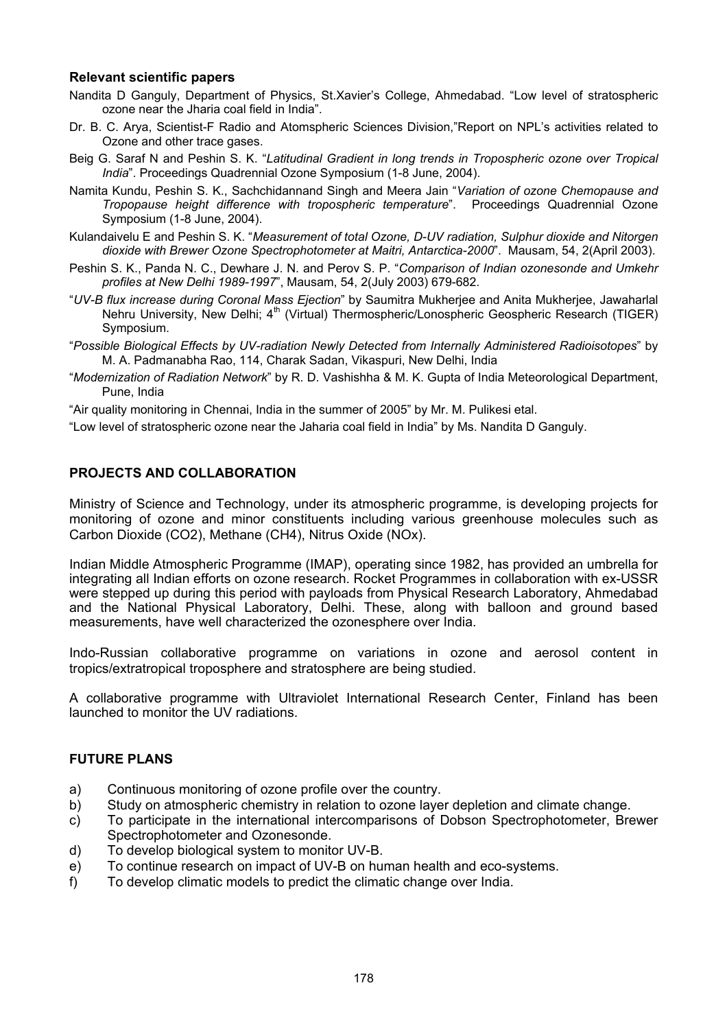### Relevant scientific papers

Nandita D Ganguly, Department of Physics, St.Xavier's College, Ahmedabad. "Low level of stratospheric ozone near the Jharia coal field in India".

Dr. B. C. Arya, Scientist-F Radio and Atomspheric Sciences Division,"Report on NPL's activities related to Ozone and other trace gases.

Beig G. Saraf N and Peshin S. K. "*Latitudinal Gradient in long trends in Tropospheric ozone over Tropical India*". Proceedings Quadrennial Ozone Symposium (1-8 June, 2004).

Namita Kundu, Peshin S. K., Sachchidannand Singh and Meera Jain "*Variation of ozone Chemopause and Tropopause height difference with tropospheric temperature*". Proceedings Quadrennial Ozone Symposium (1-8 June, 2004).

Kulandaivelu E and Peshin S. K. "*Measurement of total Ozone, D-UV radiation, Sulphur dioxide and Nitorgen dioxide with Brewer Ozone Spectrophotometer at Maitri, Antarctica-2000*". Mausam, 54, 2(April 2003).

Peshin S. K., Panda N. C., Dewhare J. N. and Perov S. P. "*Comparison of Indian ozonesonde and Umkehr profiles at New Delhi 1989-1997*", Mausam, 54, 2(July 2003) 679-682.

"*UV-B flux increase during Coronal Mass Ejection*" by Saumitra Mukherjee and Anita Mukherjee, Jawaharlal Nehru University, New Delhi; 4th (Virtual) Thermospheric/Lonospheric Geospheric Research (TIGER) Symposium.

"*Possible Biological Effects by UV-radiation Newly Detected from Internally Administered Radioisotopes*" by M. A. Padmanabha Rao, 114, Charak Sadan, Vikaspuri, New Delhi, India

"*Modernization of Radiation Network*" by R. D. Vashishha & M. K. Gupta of India Meteorological Department, Pune, India

"Air quality monitoring in Chennai, India in the summer of 2005" by Mr. M. Pulikesi etal.

"Low level of stratospheric ozone near the Jaharia coal field in India" by Ms. Nandita D Ganguly.

## PROJECTS AND COLLABORATION

Ministry of Science and Technology, under its atmospheric programme, is developing projects for monitoring of ozone and minor constituents including various greenhouse molecules such as Carbon Dioxide (CO2), Methane (CH4), Nitrus Oxide (NOx).

Indian Middle Atmospheric Programme (IMAP), operating since 1982, has provided an umbrella for integrating all Indian efforts on ozone research. Rocket Programmes in collaboration with ex-USSR were stepped up during this period with payloads from Physical Research Laboratory, Ahmedabad and the National Physical Laboratory, Delhi. These, along with balloon and ground based measurements, have well characterized the ozonesphere over India.

Indo-Russian collaborative programme on variations in ozone and aerosol content in tropics/extratropical troposphere and stratosphere are being studied.

A collaborative programme with Ultraviolet International Research Center, Finland has been launched to monitor the UV radiations.

## FUTURE PLANS

a) Continuous monitoring of ozone profile over the country.
b) Study on atmospheric chemistry in relation to ozone layer depletion and climate change.
c) To participate in the international intercomparisons of Dobson Spectrophotometer, Brewer Spectrophotometer and Ozonesonde.
d) To develop biological system to monitor UV-B.
e) To continue research on impact of UV-B on human health and eco-systems.
f) To develop climatic models to predict the climatic change over India.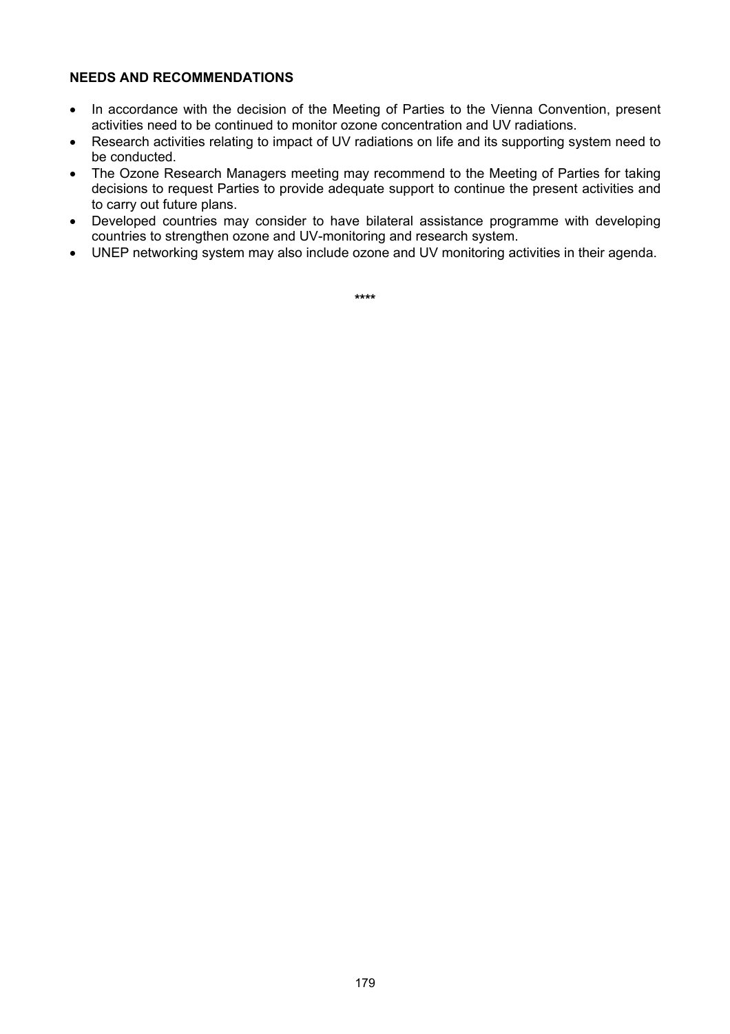**NEEDS AND RECOMMENDATIONS**

- In accordance with the decision of the Meeting of Parties to the Vienna Convention, present activities need to be continued to monitor ozone concentration and UV radiations.
- Research activities relating to impact of UV radiations on life and its supporting system need to be conducted.
- The Ozone Research Managers meeting may recommend to the Meeting of Parties for taking decisions to request Parties to provide adequate support to continue the present activities and to carry out future plans.
- Developed countries may consider to have bilateral assistance programme with developing countries to strengthen ozone and UV-monitoring and research system.
- UNEP networking system may also include ozone and UV monitoring activities in their agenda.

****